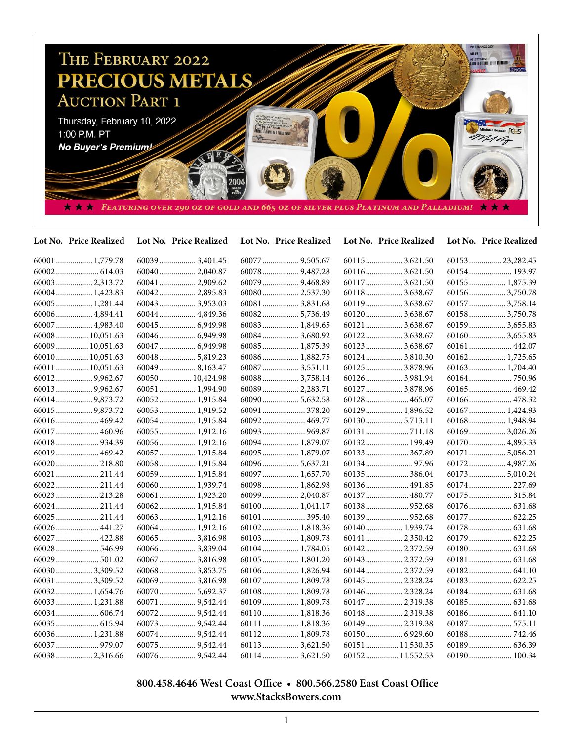# The February 2022 PRECIOUS METALS Auction Part 1

Thursday, February 10, 2022
1:00 P.M. PT
***No Buyer's Premium!***

★★★ *Featuring over 290 oz of gold and 665 oz of silver plus Platinum and Palladium!* ★★★

| Lot No. | Price Realized | Lot No. | Price Realized | Lot No. | Price Realized | Lot No. | Price Realized | Lot No. | Price Realized |
|---|---|---|---|---|---|---|---|---|---|
| 60001 | 1,779.78 | 60039 | 3,401.45 | 60077 | 9,505.67 | 60115 | 3,621.50 | 60153 | 23,282.45 |
| 60002 | 614.03 | 60040 | 2,040.87 | 60078 | 9,487.28 | 60116 | 3,621.50 | 60154 | 193.97 |
| 60003 | 2,313.72 | 60041 | 2,909.62 | 60079 | 9,468.89 | 60117 | 3,621.50 | 60155 | 1,875.39 |
| 60004 | 1,423.83 | 60042 | 2,895.83 | 60080 | 2,537.30 | 60118 | 3,638.67 | 60156 | 3,750.78 |
| 60005 | 1,281.44 | 60043 | 3,953.03 | 60081 | 3,831.68 | 60119 | 3,638.67 | 60157 | 3,758.14 |
| 60006 | 4,894.41 | 60044 | 4,849.36 | 60082 | 5,736.49 | 60120 | 3,638.67 | 60158 | 3,750.78 |
| 60007 | 4,983.40 | 60045 | 6,949.98 | 60083 | 1,849.65 | 60121 | 3,638.67 | 60159 | 3,655.83 |
| 60008 | 10,051.63 | 60046 | 6,949.98 | 60084 | 3,680.92 | 60122 | 3,638.67 | 60160 | 3,655.83 |
| 60009 | 10,051.63 | 60047 | 6,949.98 | 60085 | 1,875.39 | 60123 | 3,638.67 | 60161 | 442.07 |
| 60010 | 10,051.63 | 60048 | 5,819.23 | 60086 | 1,882.75 | 60124 | 3,810.30 | 60162 | 1,725.65 |
| 60011 | 10,051.63 | 60049 | 8,163.47 | 60087 | 3,551.11 | 60125 | 3,878.96 | 60163 | 1,704.40 |
| 60012 | 9,962.67 | 60050 | 10,424.98 | 60088 | 3,758.14 | 60126 | 3,981.94 | 60164 | 750.96 |
| 60013 | 9,962.67 | 60051 | 1,994.90 | 60089 | 2,283.71 | 60127 | 3,878.96 | 60165 | 469.42 |
| 60014 | 9,873.72 | 60052 | 1,915.84 | 60090 | 5,632.58 | 60128 | 465.07 | 60166 | 478.32 |
| 60015 | 9,873.72 | 60053 | 1,919.52 | 60091 | 378.20 | 60129 | 1,896.52 | 60167 | 1,424.93 |
| 60016 | 469.42 | 60054 | 1,915.84 | 60092 | 469.77 | 60130 | 5,713.11 | 60168 | 1,948.94 |
| 60017 | 460.96 | 60055 | 1,912.16 | 60093 | 969.87 | 60131 | 711.18 | 60169 | 3,026.26 |
| 60018 | 934.39 | 60056 | 1,912.16 | 60094 | 1,879.07 | 60132 | 199.49 | 60170 | 4,895.33 |
| 60019 | 469.42 | 60057 | 1,915.84 | 60095 | 1,879.07 | 60133 | 367.89 | 60171 | 5,056.21 |
| 60020 | 218.80 | 60058 | 1,915.84 | 60096 | 5,637.21 | 60134 | 97.96 | 60172 | 4,987.26 |
| 60021 | 211.44 | 60059 | 1,915.84 | 60097 | 1,657.70 | 60135 | 386.04 | 60173 | 5,010.24 |
| 60022 | 211.44 | 60060 | 1,939.74 | 60098 | 1,862.98 | 60136 | 491.85 | 60174 | 227.69 |
| 60023 | 213.28 | 60061 | 1,923.20 | 60099 | 2,040.87 | 60137 | 480.77 | 60175 | 315.84 |
| 60024 | 211.44 | 60062 | 1,915.84 | 60100 | 1,041.17 | 60138 | 952.68 | 60176 | 631.68 |
| 60025 | 211.44 | 60063 | 1,912.16 | 60101 | 395.40 | 60139 | 952.68 | 60177 | 622.25 |
| 60026 | 441.27 | 60064 | 1,912.16 | 60102 | 1,818.36 | 60140 | 1,939.74 | 60178 | 631.68 |
| 60027 | 422.88 | 60065 | 3,816.98 | 60103 | 1,809.78 | 60141 | 2,350.42 | 60179 | 622.25 |
| 60028 | 546.99 | 60066 | 3,839.04 | 60104 | 1,784.05 | 60142 | 2,372.59 | 60180 | 631.68 |
| 60029 | 501.02 | 60067 | 3,816.98 | 60105 | 1,801.20 | 60143 | 2,372.59 | 60181 | 631.68 |
| 60030 | 3,309.52 | 60068 | 3,853.75 | 60106 | 1,826.94 | 60144 | 2,372.59 | 60182 | 641.10 |
| 60031 | 3,309.52 | 60069 | 3,816.98 | 60107 | 1,809.78 | 60145 | 2,328.24 | 60183 | 622.25 |
| 60032 | 1,654.76 | 60070 | 5,692.37 | 60108 | 1,809.78 | 60146 | 2,328.24 | 60184 | 631.68 |
| 60033 | 1,231.88 | 60071 | 9,542.44 | 60109 | 1,809.78 | 60147 | 2,319.38 | 60185 | 631.68 |
| 60034 | 606.74 | 60072 | 9,542.44 | 60110 | 1,818.36 | 60148 | 2,319.38 | 60186 | 641.10 |
| 60035 | 615.94 | 60073 | 9,542.44 | 60111 | 1,818.36 | 60149 | 2,319.38 | 60187 | 575.11 |
| 60036 | 1,231.88 | 60074 | 9,542.44 | 60112 | 1,809.78 | 60150 | 6,929.60 | 60188 | 742.46 |
| 60037 | 979.07 | 60075 | 9,542.44 | 60113 | 3,621.50 | 60151 | 11,530.35 | 60189 | 636.39 |
| 60038 | 2,316.66 | 60076 | 9,542.44 | 60114 | 3,621.50 | 60152 | 11,552.53 | 60190 | 100.34 |

**800.458.4646 West Coast Office • 800.566.2580 East Coast Office**
**www.StacksBowers.com**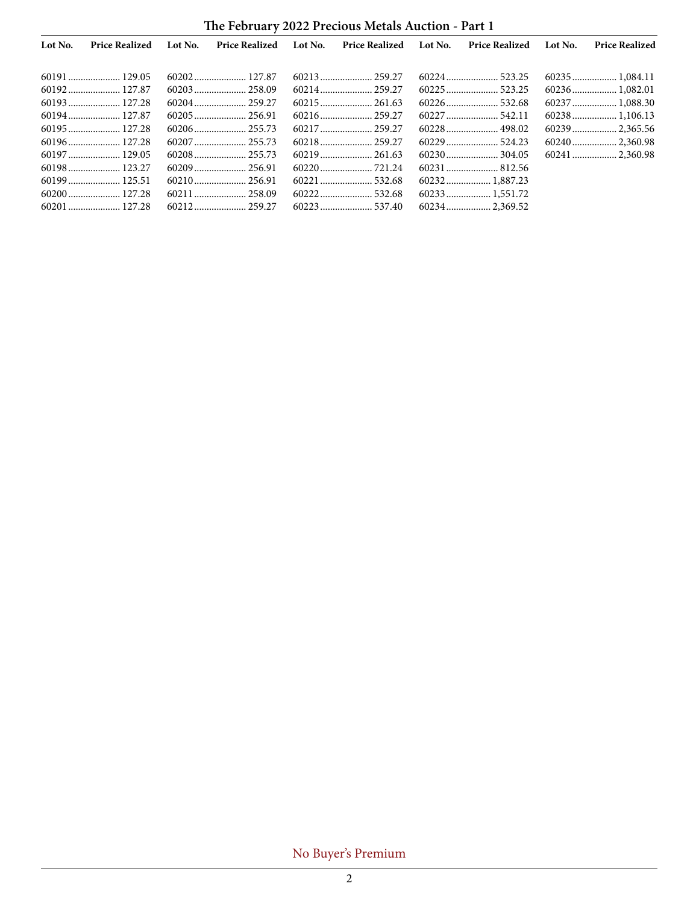## The February 2022 Precious Metals Auction - Part 1

| Lot No. | Price Realized | Lot No. | Price Realized | Lot No. | Price Realized | Lot No. | Price Realized | Lot No. | Price Realized |
|---|---|---|---|---|---|---|---|---|---|
| 60191 | 129.05 | 60202 | 127.87 | 60213 | 259.27 | 60224 | 523.25 | 60235 | 1,084.11 |
| 60192 | 127.87 | 60203 | 258.09 | 60214 | 259.27 | 60225 | 523.25 | 60236 | 1,082.01 |
| 60193 | 127.28 | 60204 | 259.27 | 60215 | 261.63 | 60226 | 532.68 | 60237 | 1,088.30 |
| 60194 | 127.87 | 60205 | 256.91 | 60216 | 259.27 | 60227 | 542.11 | 60238 | 1,106.13 |
| 60195 | 127.28 | 60206 | 255.73 | 60217 | 259.27 | 60228 | 498.02 | 60239 | 2,365.56 |
| 60196 | 127.28 | 60207 | 255.73 | 60218 | 259.27 | 60229 | 524.23 | 60240 | 2,360.98 |
| 60197 | 129.05 | 60208 | 255.73 | 60219 | 261.63 | 60230 | 304.05 | 60241 | 2,360.98 |
| 60198 | 123.27 | 60209 | 256.91 | 60220 | 721.24 | 60231 | 812.56 | | |
| 60199 | 125.51 | 60210 | 256.91 | 60221 | 532.68 | 60232 | 1,887.23 | | |
| 60200 | 127.28 | 60211 | 258.09 | 60222 | 532.68 | 60233 | 1,551.72 | | |
| 60201 | 127.28 | 60212 | 259.27 | 60223 | 537.40 | 60234 | 2,369.52 | | |

No Buyer's Premium